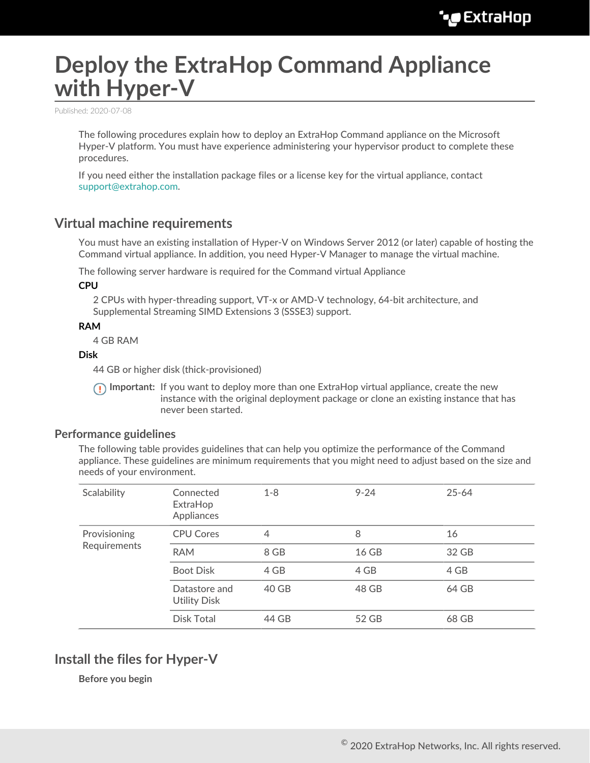# Deploy the ExtraHop Command Appliance with Hyper-V

Published: 2020-07-08

The following procedures explain how to deploy an ExtraHop Command appliance on the Microsoft Hyper-V platform. You must have experience administering your hypervisor product to complete these procedures.

If you need either the installation package files or a license key for the virtual appliance, contact support@extrahop.com.

## Virtual machine requirements

You must have an existing installation of Hyper-V on Windows Server 2012 (or later) capable of hosting the Command virtual appliance. In addition, you need Hyper-V Manager to manage the virtual machine.

The following server hardware is required for the Command virtual Appliance

**CPU**

2 CPUs with hyper-threading support, VT-x or AMD-V technology, 64-bit architecture, and Supplemental Streaming SIMD Extensions 3 (SSSE3) support.

**RAM**

4 GB RAM

**Disk**

44 GB or higher disk (thick-provisioned)

> **Important:** If you want to deploy more than one ExtraHop virtual appliance, create the new instance with the original deployment package or clone an existing instance that has never been started.

### Performance guidelines

The following table provides guidelines that can help you optimize the performance of the Command appliance. These guidelines are minimum requirements that you might need to adjust based on the size and needs of your environment.

| Scalability | Connected ExtraHop Appliances | 1-8 | 9-24 | 25-64 |
|---|---|---|---|---|
| Provisioning Requirements | CPU Cores | 4 | 8 | 16 |
| | RAM | 8 GB | 16 GB | 32 GB |
| | Boot Disk | 4 GB | 4 GB | 4 GB |
| | Datastore and Utility Disk | 40 GB | 48 GB | 64 GB |
| | Disk Total | 44 GB | 52 GB | 68 GB |

## Install the files for Hyper-V

**Before you begin**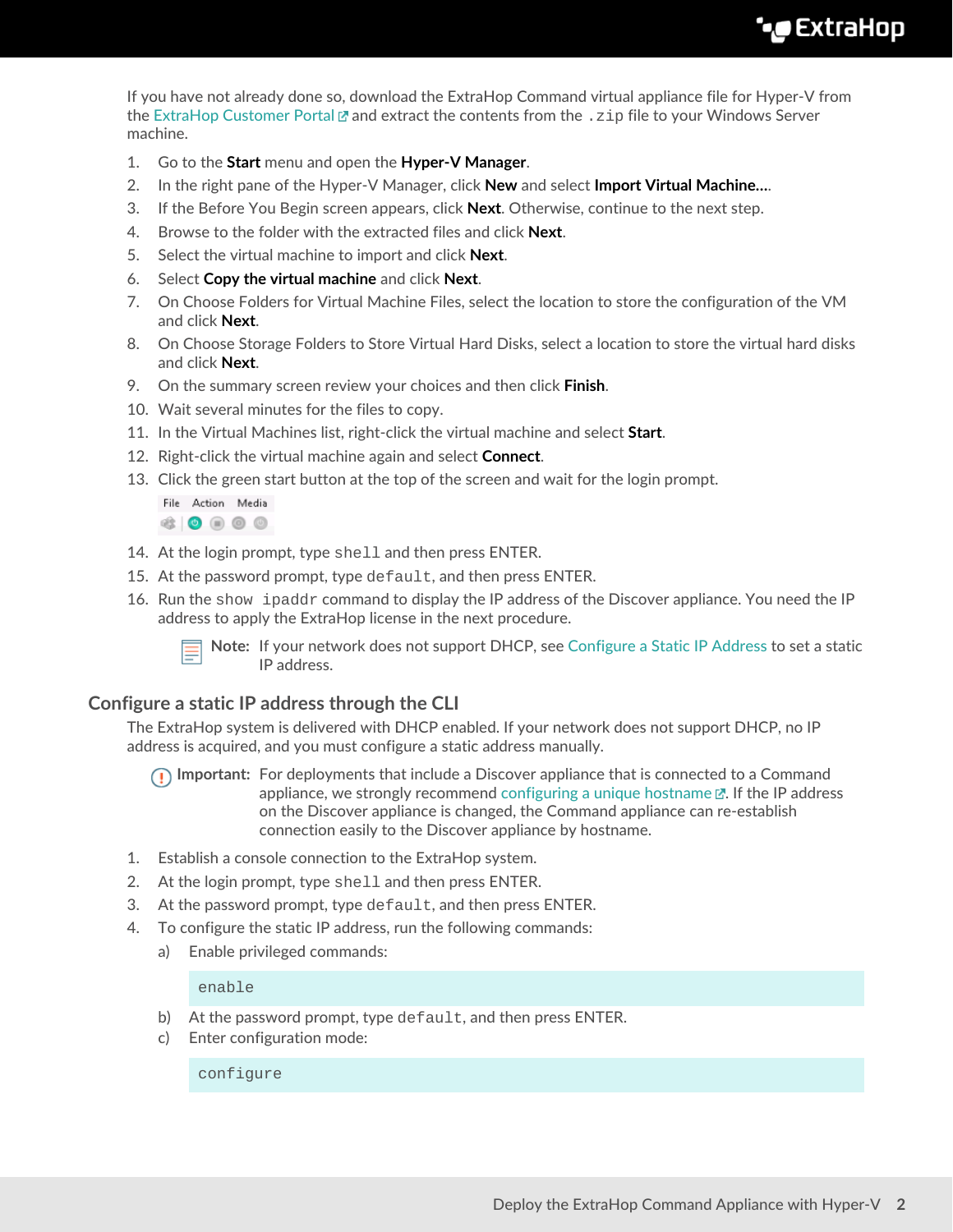If you have not already done so, download the ExtraHop Command virtual appliance file for Hyper-V from the ExtraHop Customer Portal and extract the contents from the `.zip` file to your Windows Server machine.

1. Go to the **Start** menu and open the **Hyper-V Manager**.
2. In the right pane of the Hyper-V Manager, click **New** and select **Import Virtual Machine...**.
3. If the Before You Begin screen appears, click **Next**. Otherwise, continue to the next step.
4. Browse to the folder with the extracted files and click **Next**.
5. Select the virtual machine to import and click **Next**.
6. Select **Copy the virtual machine** and click **Next**.
7. On Choose Folders for Virtual Machine Files, select the location to store the configuration of the VM and click **Next**.
8. On Choose Storage Folders to Store Virtual Hard Disks, select a location to store the virtual hard disks and click **Next**.
9. On the summary screen review your choices and then click **Finish**.
10. Wait several minutes for the files to copy.
11. In the Virtual Machines list, right-click the virtual machine and select **Start**.
12. Right-click the virtual machine again and select **Connect**.
13. Click the green start button at the top of the screen and wait for the login prompt.
14. At the login prompt, type `shell` and then press ENTER.
15. At the password prompt, type `default`, and then press ENTER.
16. Run the `show ipaddr` command to display the IP address of the Discover appliance. You need the IP address to apply the ExtraHop license in the next procedure.

   **Note:** If your network does not support DHCP, see Configure a Static IP Address to set a static IP address.

## Configure a static IP address through the CLI

The ExtraHop system is delivered with DHCP enabled. If your network does not support DHCP, no IP address is acquired, and you must configure a static address manually.

> **Important:** For deployments that include a Discover appliance that is connected to a Command appliance, we strongly recommend configuring a unique hostname. If the IP address on the Discover appliance is changed, the Command appliance can re-establish connection easily to the Discover appliance by hostname.

1. Establish a console connection to the ExtraHop system.
2. At the login prompt, type `shell` and then press ENTER.
3. At the password prompt, type `default`, and then press ENTER.
4. To configure the static IP address, run the following commands:
   a) Enable privileged commands:

   ```
   enable
   ```

   b) At the password prompt, type `default`, and then press ENTER.
   c) Enter configuration mode:

   ```
   configure
   ```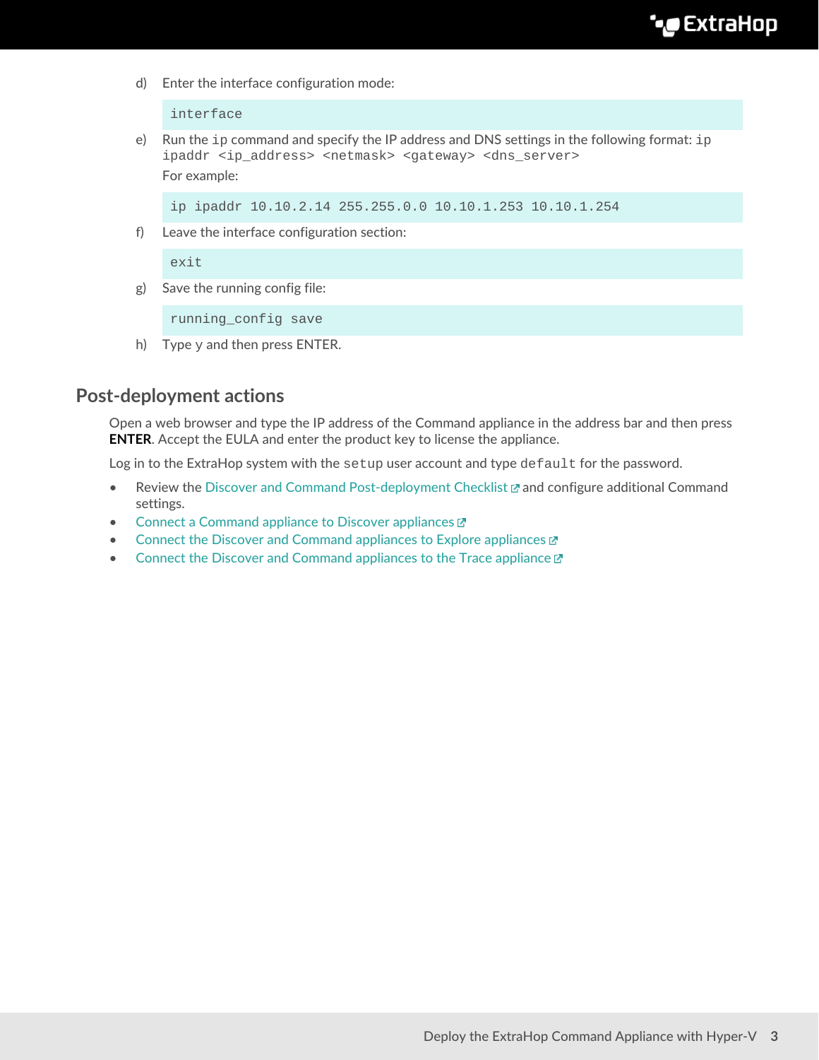d) Enter the interface configuration mode:

```
interface
```

e) Run the `ip` command and specify the IP address and DNS settings in the following format: `ip ipaddr <ip_address> <netmask> <gateway> <dns_server>`

For example:

```
ip ipaddr 10.10.2.14 255.255.0.0 10.10.1.253 10.10.1.254
```

f) Leave the interface configuration section:

```
exit
```

g) Save the running config file:

```
running_config save
```

h) Type y and then press ENTER.

## Post-deployment actions

Open a web browser and type the IP address of the Command appliance in the address bar and then press **ENTER**. Accept the EULA and enter the product key to license the appliance.

Log in to the ExtraHop system with the `setup` user account and type `default` for the password.

- Review the Discover and Command Post-deployment Checklist and configure additional Command settings.
- Connect a Command appliance to Discover appliances
- Connect the Discover and Command appliances to Explore appliances
- Connect the Discover and Command appliances to the Trace appliance